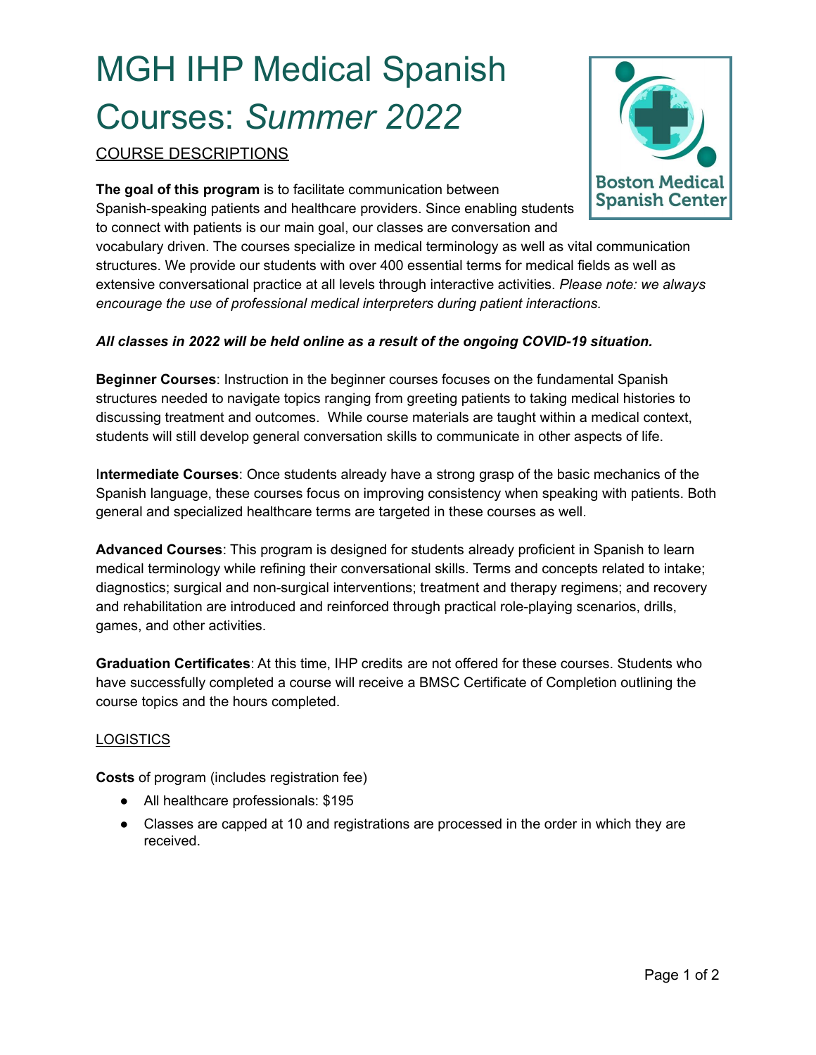# MGH IHP Medical Spanish Courses: *Summer 2022*

## COURSE DESCRIPTIONS

Boston Medical Spanish Center

**The goal of this program** is to facilitate communication between Spanish-speaking patients and healthcare providers. Since enabling students to connect with patients is our main goal, our classes are conversation and vocabulary driven. The courses specialize in medical terminology as well as vital communication structures. We provide our students with over 400 essential terms for medical fields as well as extensive conversational practice at all levels through interactive activities. *Please note: we always encourage the use of professional medical interpreters during patient interactions.*

***All classes in 2022 will be held online as a result of the ongoing COVID-19 situation.***

**Beginner Courses**: Instruction in the beginner courses focuses on the fundamental Spanish structures needed to navigate topics ranging from greeting patients to taking medical histories to discussing treatment and outcomes. While course materials are taught within a medical context, students will still develop general conversation skills to communicate in other aspects of life.

I**ntermediate Courses**: Once students already have a strong grasp of the basic mechanics of the Spanish language, these courses focus on improving consistency when speaking with patients. Both general and specialized healthcare terms are targeted in these courses as well.

**Advanced Courses**: This program is designed for students already proficient in Spanish to learn medical terminology while refining their conversational skills. Terms and concepts related to intake; diagnostics; surgical and non-surgical interventions; treatment and therapy regimens; and recovery and rehabilitation are introduced and reinforced through practical role-playing scenarios, drills, games, and other activities.

**Graduation Certificates**: At this time, IHP credits are not offered for these courses. Students who have successfully completed a course will receive a BMSC Certificate of Completion outlining the course topics and the hours completed.

## LOGISTICS

**Costs** of program (includes registration fee)

- All healthcare professionals: $195
- Classes are capped at 10 and registrations are processed in the order in which they are received.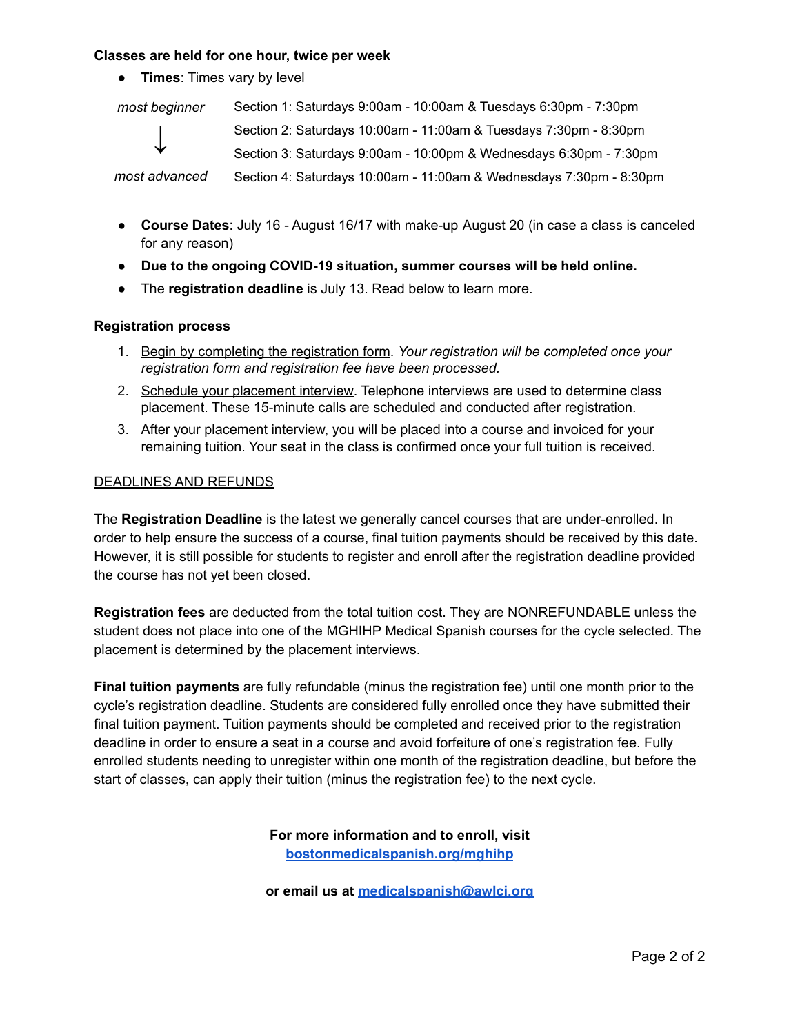**Classes are held for one hour, twice per week**

- **Times**: Times vary by level

| | |
|---|---|
| *most beginner* | Section 1: Saturdays 9:00am - 10:00am & Tuesdays 6:30pm - 7:30pm |
| ↓ | Section 2: Saturdays 10:00am - 11:00am & Tuesdays 7:30pm - 8:30pm |
| | Section 3: Saturdays 9:00am - 10:00pm & Wednesdays 6:30pm - 7:30pm |
| *most advanced* | Section 4: Saturdays 10:00am - 11:00am & Wednesdays 7:30pm - 8:30pm |

- **Course Dates**: July 16 - August 16/17 with make-up August 20 (in case a class is canceled for any reason)
- **Due to the ongoing COVID-19 situation, summer courses will be held online.**
- The **registration deadline** is July 13. Read below to learn more.

**Registration process**

1. Begin by completing the registration form. *Your registration will be completed once your registration form and registration fee have been processed.*
2. Schedule your placement interview. Telephone interviews are used to determine class placement. These 15-minute calls are scheduled and conducted after registration.
3. After your placement interview, you will be placed into a course and invoiced for your remaining tuition. Your seat in the class is confirmed once your full tuition is received.

DEADLINES AND REFUNDS

The **Registration Deadline** is the latest we generally cancel courses that are under-enrolled. In order to help ensure the success of a course, final tuition payments should be received by this date. However, it is still possible for students to register and enroll after the registration deadline provided the course has not yet been closed.

**Registration fees** are deducted from the total tuition cost. They are NONREFUNDABLE unless the student does not place into one of the MGHIHP Medical Spanish courses for the cycle selected. The placement is determined by the placement interviews.

**Final tuition payments** are fully refundable (minus the registration fee) until one month prior to the cycle's registration deadline. Students are considered fully enrolled once they have submitted their final tuition payment. Tuition payments should be completed and received prior to the registration deadline in order to ensure a seat in a course and avoid forfeiture of one's registration fee. Fully enrolled students needing to unregister within one month of the registration deadline, but before the start of classes, can apply their tuition (minus the registration fee) to the next cycle.

**For more information and to enroll, visit**
**bostonmedicalspanish.org/mghihp**

**or email us at medicalspanish@awlci.org**